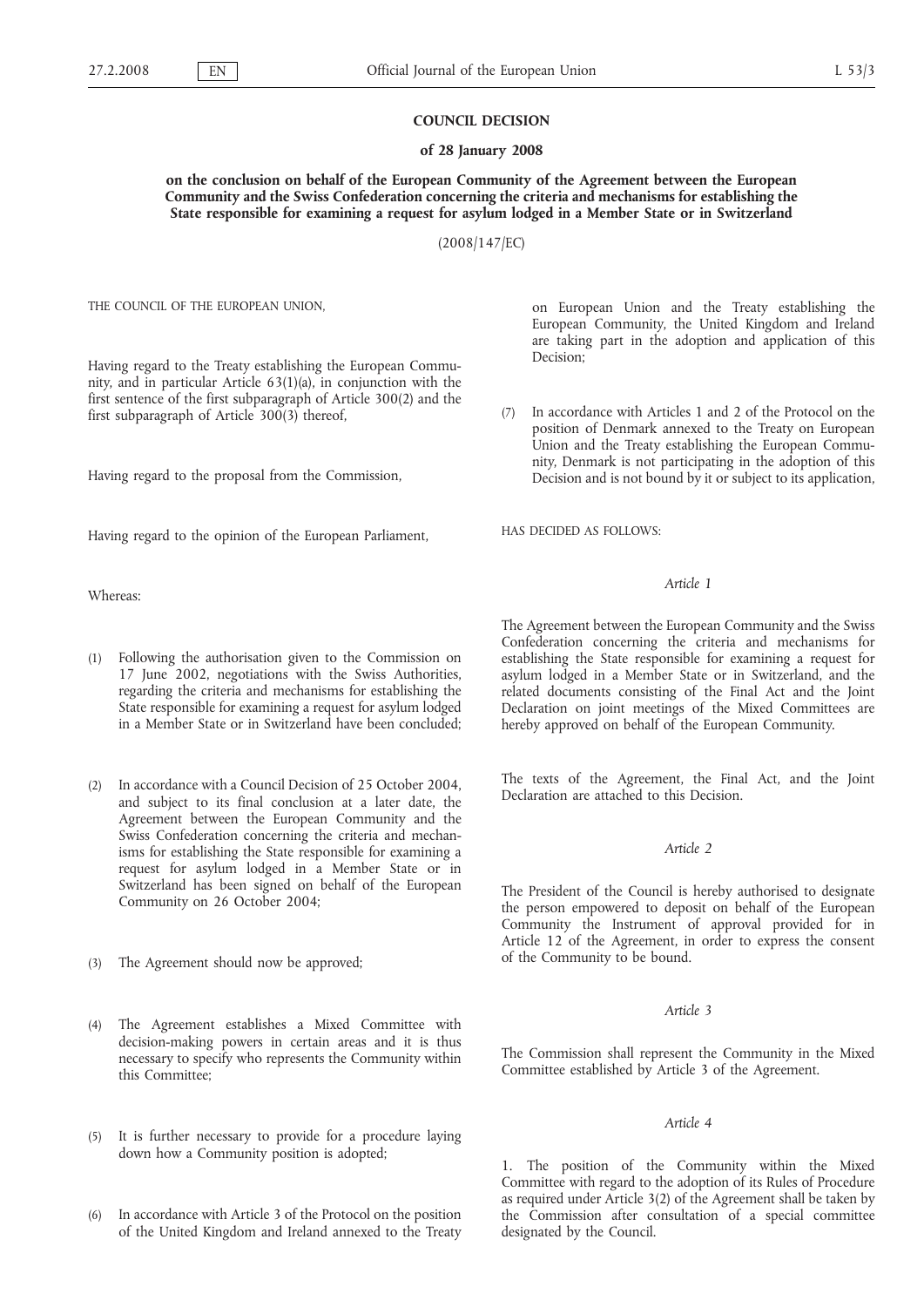**COUNCIL DECISION**

**of 28 January 2008**

**on the conclusion on behalf of the European Community of the Agreement between the European Community and the Swiss Confederation concerning the criteria and mechanisms for establishing the State responsible for examining a request for asylum lodged in a Member State or in Switzerland**

(2008/147/EC)

THE COUNCIL OF THE EUROPEAN UNION,

Having regard to the Treaty establishing the European Community, and in particular Article 63(1)(a), in conjunction with the first sentence of the first subparagraph of Article 300(2) and the first subparagraph of Article 300(3) thereof,

Having regard to the proposal from the Commission,

Having regard to the opinion of the European Parliament,

Whereas:

(1) Following the authorisation given to the Commission on 17 June 2002, negotiations with the Swiss Authorities, regarding the criteria and mechanisms for establishing the State responsible for examining a request for asylum lodged in a Member State or in Switzerland have been concluded;

(2) In accordance with a Council Decision of 25 October 2004, and subject to its final conclusion at a later date, the Agreement between the European Community and the Swiss Confederation concerning the criteria and mechanisms for establishing the State responsible for examining a request for asylum lodged in a Member State or in Switzerland has been signed on behalf of the European Community on 26 October 2004;

(3) The Agreement should now be approved;

(4) The Agreement establishes a Mixed Committee with decision-making powers in certain areas and it is thus necessary to specify who represents the Community within this Committee;

(5) It is further necessary to provide for a procedure laying down how a Community position is adopted;

(6) In accordance with Article 3 of the Protocol on the position of the United Kingdom and Ireland annexed to the Treaty on European Union and the Treaty establishing the European Community, the United Kingdom and Ireland are taking part in the adoption and application of this Decision;

(7) In accordance with Articles 1 and 2 of the Protocol on the position of Denmark annexed to the Treaty on European Union and the Treaty establishing the European Community, Denmark is not participating in the adoption of this Decision and is not bound by it or subject to its application,

HAS DECIDED AS FOLLOWS:

*Article 1*

The Agreement between the European Community and the Swiss Confederation concerning the criteria and mechanisms for establishing the State responsible for examining a request for asylum lodged in a Member State or in Switzerland, and the related documents consisting of the Final Act and the Joint Declaration on joint meetings of the Mixed Committees are hereby approved on behalf of the European Community.

The texts of the Agreement, the Final Act, and the Joint Declaration are attached to this Decision.

*Article 2*

The President of the Council is hereby authorised to designate the person empowered to deposit on behalf of the European Community the Instrument of approval provided for in Article 12 of the Agreement, in order to express the consent of the Community to be bound.

*Article 3*

The Commission shall represent the Community in the Mixed Committee established by Article 3 of the Agreement.

*Article 4*

1. The position of the Community within the Mixed Committee with regard to the adoption of its Rules of Procedure as required under Article 3(2) of the Agreement shall be taken by the Commission after consultation of a special committee designated by the Council.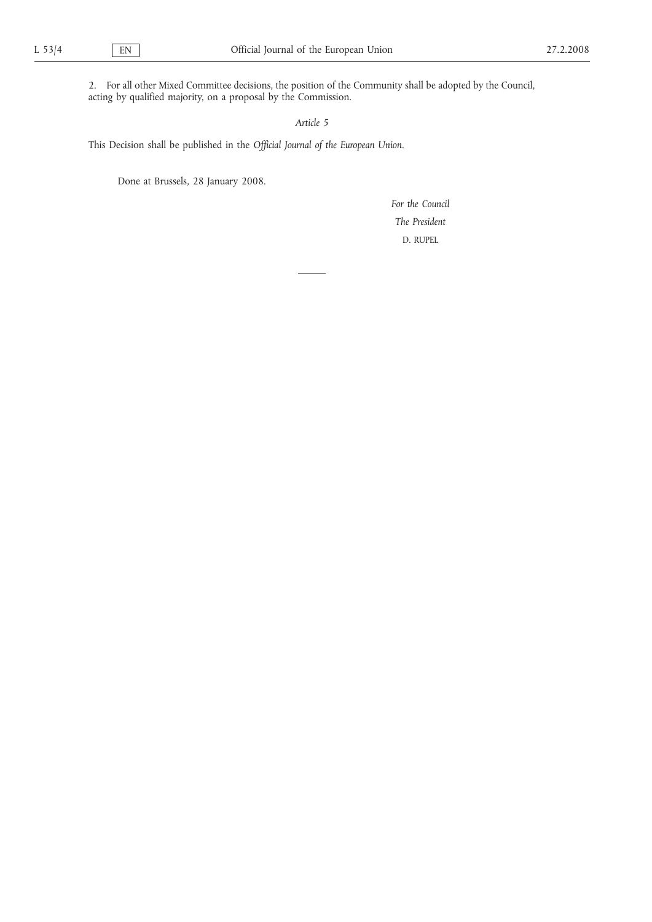2. For all other Mixed Committee decisions, the position of the Community shall be adopted by the Council, acting by qualified majority, on a proposal by the Commission.

*Article 5*

This Decision shall be published in the *Official Journal of the European Union*.

Done at Brussels, 28 January 2008.

*For the Council*

*The President*

D. RUPEL